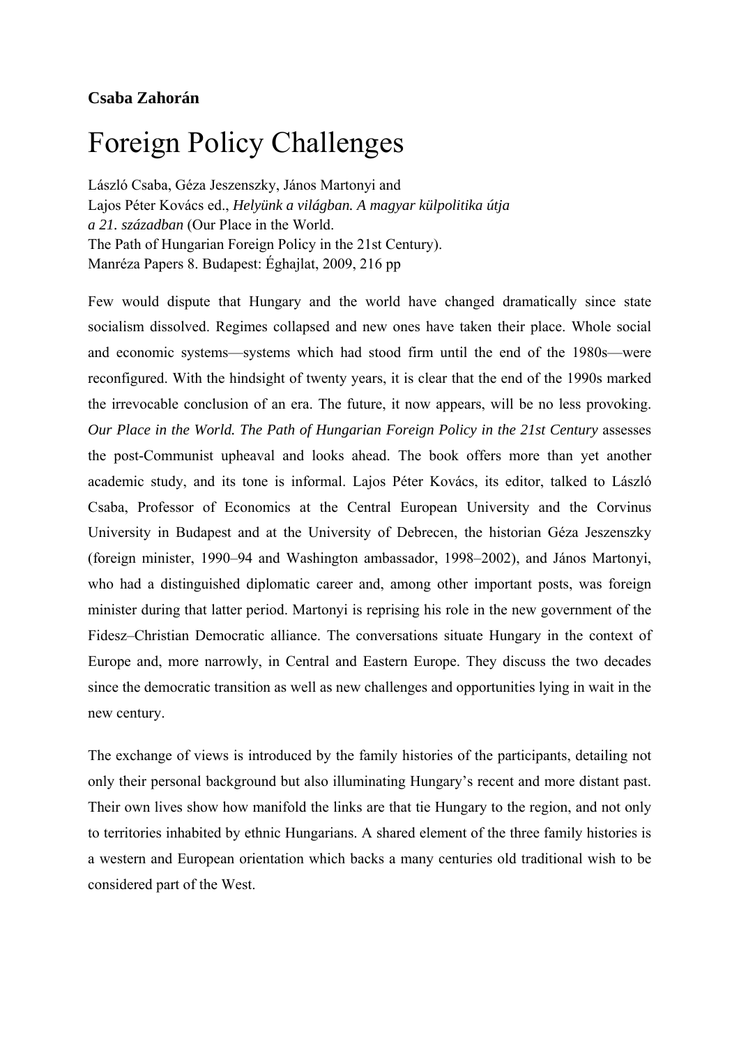**Csaba Zahorán**

# Foreign Policy Challenges

László Csaba, Géza Jeszenszky, János Martonyi and
Lajos Péter Kovács ed., *Helyünk a világban. A magyar külpolitika útja a 21. században* (Our Place in the World.
The Path of Hungarian Foreign Policy in the 21st Century).
Manréza Papers 8. Budapest: Éghajlat, 2009, 216 pp

Few would dispute that Hungary and the world have changed dramatically since state socialism dissolved. Regimes collapsed and new ones have taken their place. Whole social and economic systems—systems which had stood firm until the end of the 1980s—were reconfigured. With the hindsight of twenty years, it is clear that the end of the 1990s marked the irrevocable conclusion of an era. The future, it now appears, will be no less provoking. *Our Place in the World. The Path of Hungarian Foreign Policy in the 21st Century* assesses the post-Communist upheaval and looks ahead. The book offers more than yet another academic study, and its tone is informal. Lajos Péter Kovács, its editor, talked to László Csaba, Professor of Economics at the Central European University and the Corvinus University in Budapest and at the University of Debrecen, the historian Géza Jeszenszky (foreign minister, 1990–94 and Washington ambassador, 1998–2002), and János Martonyi, who had a distinguished diplomatic career and, among other important posts, was foreign minister during that latter period. Martonyi is reprising his role in the new government of the Fidesz–Christian Democratic alliance. The conversations situate Hungary in the context of Europe and, more narrowly, in Central and Eastern Europe. They discuss the two decades since the democratic transition as well as new challenges and opportunities lying in wait in the new century.

The exchange of views is introduced by the family histories of the participants, detailing not only their personal background but also illuminating Hungary's recent and more distant past. Their own lives show how manifold the links are that tie Hungary to the region, and not only to territories inhabited by ethnic Hungarians. A shared element of the three family histories is a western and European orientation which backs a many centuries old traditional wish to be considered part of the West.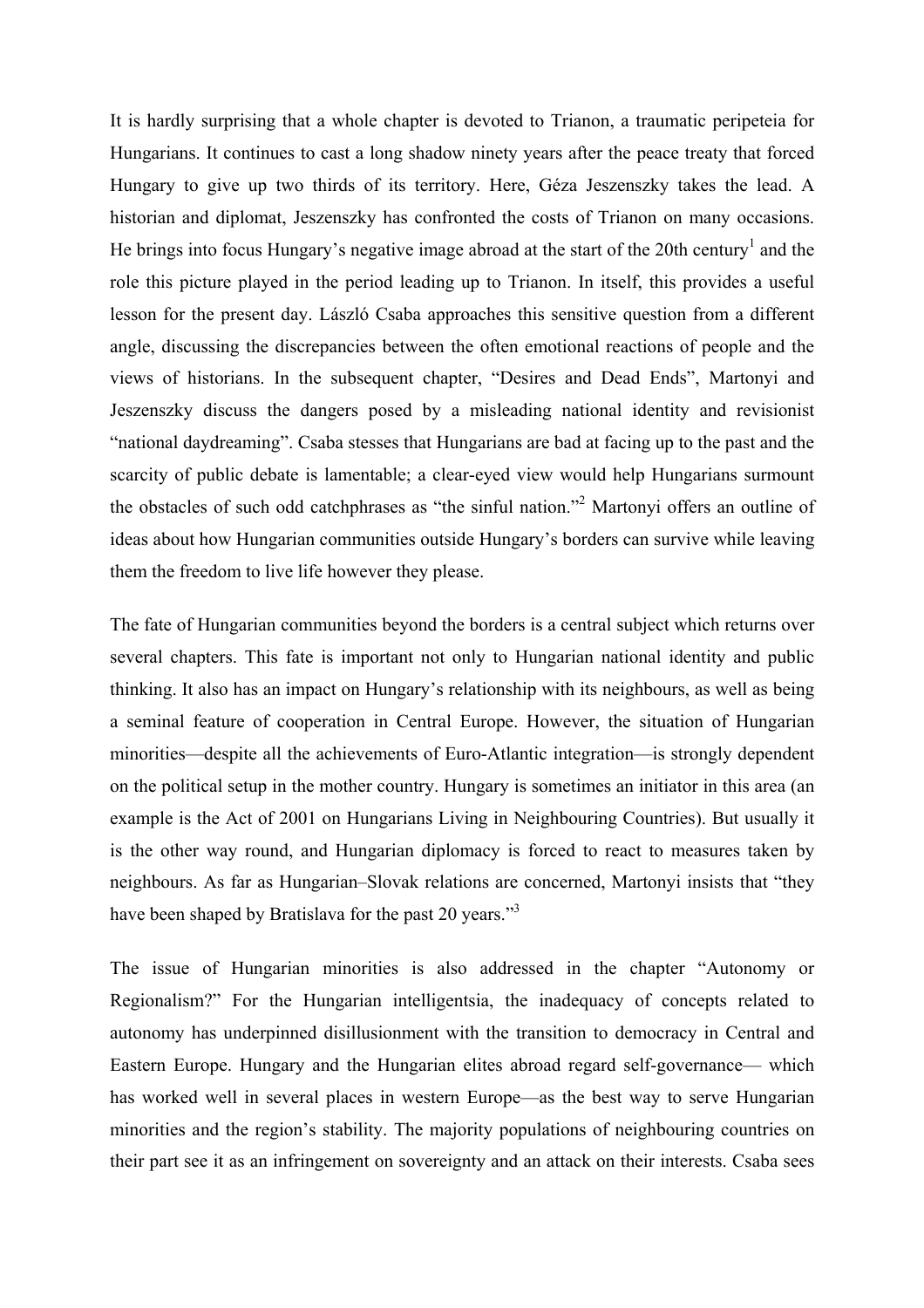It is hardly surprising that a whole chapter is devoted to Trianon, a traumatic peripeteia for Hungarians. It continues to cast a long shadow ninety years after the peace treaty that forced Hungary to give up two thirds of its territory. Here, Géza Jeszenszky takes the lead. A historian and diplomat, Jeszenszky has confronted the costs of Trianon on many occasions. He brings into focus Hungary's negative image abroad at the start of the 20th century[1] and the role this picture played in the period leading up to Trianon. In itself, this provides a useful lesson for the present day. László Csaba approaches this sensitive question from a different angle, discussing the discrepancies between the often emotional reactions of people and the views of historians. In the subsequent chapter, "Desires and Dead Ends", Martonyi and Jeszenszky discuss the dangers posed by a misleading national identity and revisionist "national daydreaming". Csaba stesses that Hungarians are bad at facing up to the past and the scarcity of public debate is lamentable; a clear-eyed view would help Hungarians surmount the obstacles of such odd catchphrases as "the sinful nation."[2] Martonyi offers an outline of ideas about how Hungarian communities outside Hungary's borders can survive while leaving them the freedom to live life however they please.

The fate of Hungarian communities beyond the borders is a central subject which returns over several chapters. This fate is important not only to Hungarian national identity and public thinking. It also has an impact on Hungary's relationship with its neighbours, as well as being a seminal feature of cooperation in Central Europe. However, the situation of Hungarian minorities—despite all the achievements of Euro-Atlantic integration—is strongly dependent on the political setup in the mother country. Hungary is sometimes an initiator in this area (an example is the Act of 2001 on Hungarians Living in Neighbouring Countries). But usually it is the other way round, and Hungarian diplomacy is forced to react to measures taken by neighbours. As far as Hungarian–Slovak relations are concerned, Martonyi insists that "they have been shaped by Bratislava for the past 20 years."[3]

The issue of Hungarian minorities is also addressed in the chapter "Autonomy or Regionalism?" For the Hungarian intelligentsia, the inadequacy of concepts related to autonomy has underpinned disillusionment with the transition to democracy in Central and Eastern Europe. Hungary and the Hungarian elites abroad regard self-governance— which has worked well in several places in western Europe—as the best way to serve Hungarian minorities and the region's stability. The majority populations of neighbouring countries on their part see it as an infringement on sovereignty and an attack on their interests. Csaba sees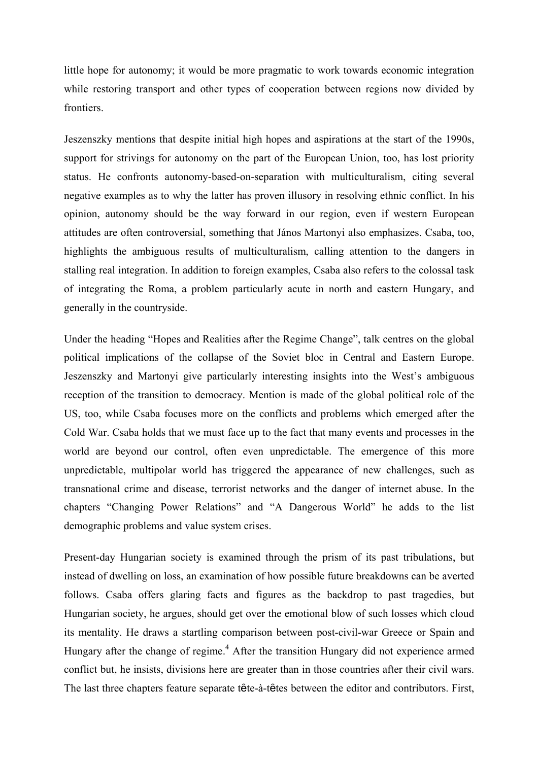little hope for autonomy; it would be more pragmatic to work towards economic integration while restoring transport and other types of cooperation between regions now divided by frontiers.

Jeszenszky mentions that despite initial high hopes and aspirations at the start of the 1990s, support for strivings for autonomy on the part of the European Union, too, has lost priority status. He confronts autonomy-based-on-separation with multiculturalism, citing several negative examples as to why the latter has proven illusory in resolving ethnic conflict. In his opinion, autonomy should be the way forward in our region, even if western European attitudes are often controversial, something that János Martonyi also emphasizes. Csaba, too, highlights the ambiguous results of multiculturalism, calling attention to the dangers in stalling real integration. In addition to foreign examples, Csaba also refers to the colossal task of integrating the Roma, a problem particularly acute in north and eastern Hungary, and generally in the countryside.

Under the heading "Hopes and Realities after the Regime Change", talk centres on the global political implications of the collapse of the Soviet bloc in Central and Eastern Europe. Jeszenszky and Martonyi give particularly interesting insights into the West's ambiguous reception of the transition to democracy. Mention is made of the global political role of the US, too, while Csaba focuses more on the conflicts and problems which emerged after the Cold War. Csaba holds that we must face up to the fact that many events and processes in the world are beyond our control, often even unpredictable. The emergence of this more unpredictable, multipolar world has triggered the appearance of new challenges, such as transnational crime and disease, terrorist networks and the danger of internet abuse. In the chapters "Changing Power Relations" and "A Dangerous World" he adds to the list demographic problems and value system crises.

Present-day Hungarian society is examined through the prism of its past tribulations, but instead of dwelling on loss, an examination of how possible future breakdowns can be averted follows. Csaba offers glaring facts and figures as the backdrop to past tragedies, but Hungarian society, he argues, should get over the emotional blow of such losses which cloud its mentality. He draws a startling comparison between post-civil-war Greece or Spain and Hungary after the change of regime.[4] After the transition Hungary did not experience armed conflict but, he insists, divisions here are greater than in those countries after their civil wars. The last three chapters feature separate tête-à-têtes between the editor and contributors. First,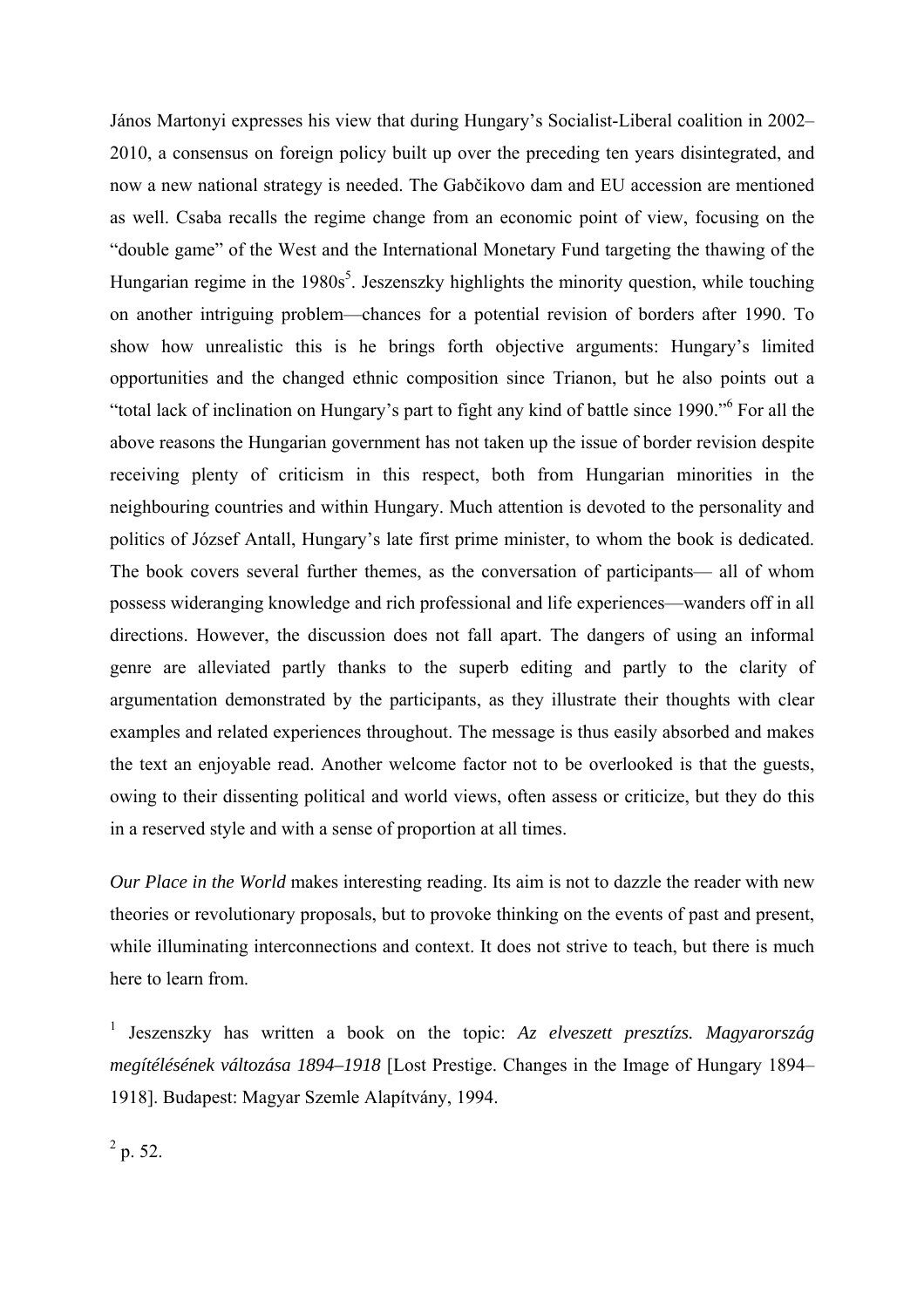János Martonyi expresses his view that during Hungary's Socialist-Liberal coalition in 2002–2010, a consensus on foreign policy built up over the preceding ten years disintegrated, and now a new national strategy is needed. The Gabčikovo dam and EU accession are mentioned as well. Csaba recalls the regime change from an economic point of view, focusing on the "double game" of the West and the International Monetary Fund targeting the thawing of the Hungarian regime in the 1980s[5]. Jeszenszky highlights the minority question, while touching on another intriguing problem—chances for a potential revision of borders after 1990. To show how unrealistic this is he brings forth objective arguments: Hungary's limited opportunities and the changed ethnic composition since Trianon, but he also points out a "total lack of inclination on Hungary's part to fight any kind of battle since 1990."[6] For all the above reasons the Hungarian government has not taken up the issue of border revision despite receiving plenty of criticism in this respect, both from Hungarian minorities in the neighbouring countries and within Hungary. Much attention is devoted to the personality and politics of József Antall, Hungary's late first prime minister, to whom the book is dedicated. The book covers several further themes, as the conversation of participants— all of whom possess wideranging knowledge and rich professional and life experiences—wanders off in all directions. However, the discussion does not fall apart. The dangers of using an informal genre are alleviated partly thanks to the superb editing and partly to the clarity of argumentation demonstrated by the participants, as they illustrate their thoughts with clear examples and related experiences throughout. The message is thus easily absorbed and makes the text an enjoyable read. Another welcome factor not to be overlooked is that the guests, owing to their dissenting political and world views, often assess or criticize, but they do this in a reserved style and with a sense of proportion at all times.

*Our Place in the World* makes interesting reading. Its aim is not to dazzle the reader with new theories or revolutionary proposals, but to provoke thinking on the events of past and present, while illuminating interconnections and context. It does not strive to teach, but there is much here to learn from.

[1] Jeszenszky has written a book on the topic: *Az elveszett presztízs. Magyarország megítélésének változása 1894–1918* [Lost Prestige. Changes in the Image of Hungary 1894–1918]. Budapest: Magyar Szemle Alapítvány, 1994.

[2] p. 52.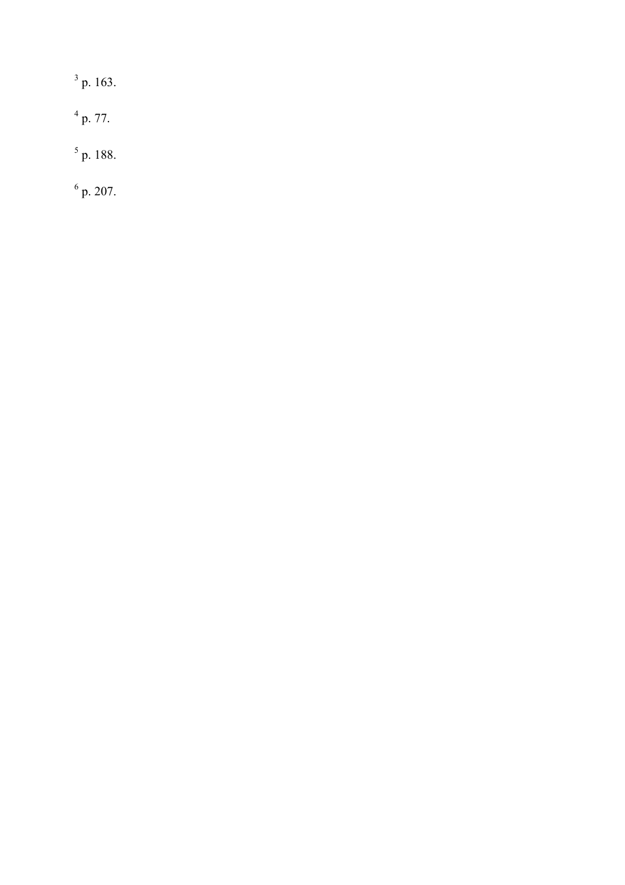[3] p. 163.

[4] p. 77.

[5] p. 188.

[6] p. 207.